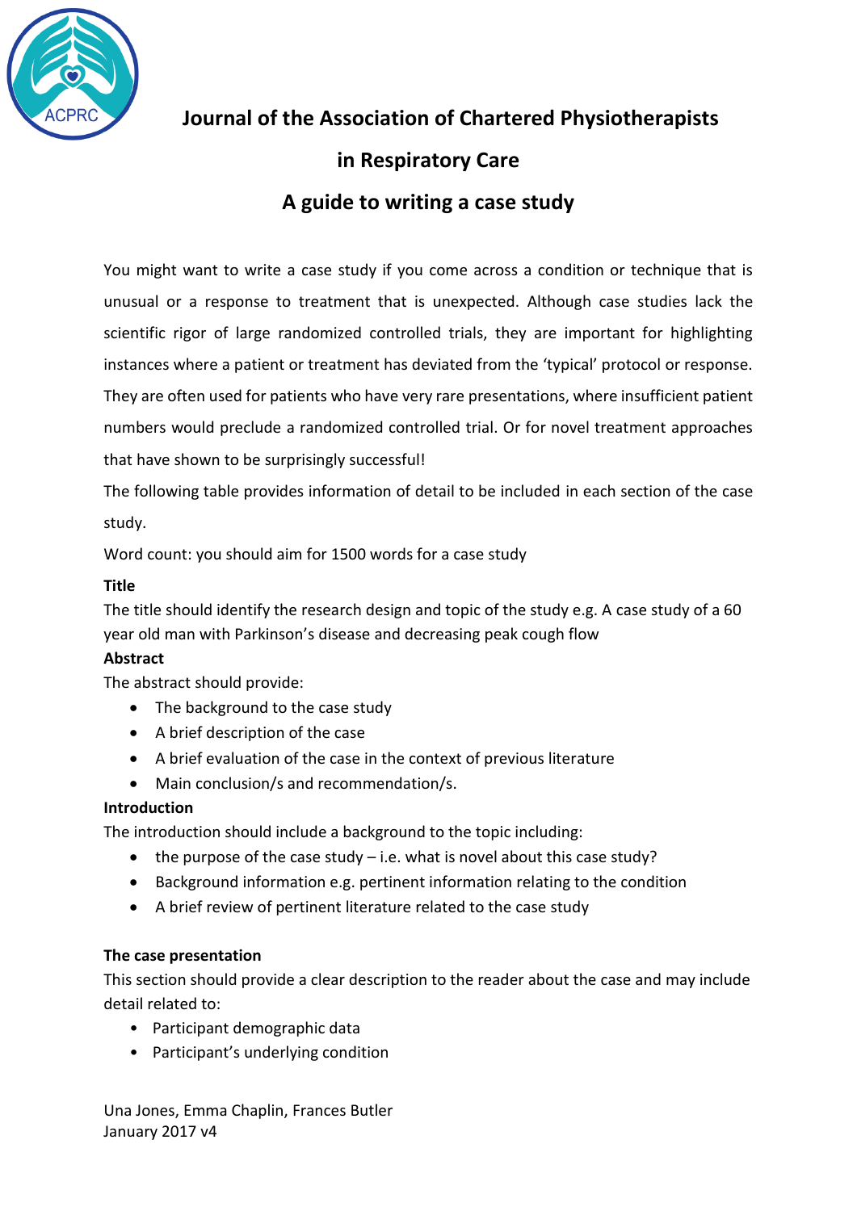# Journal of the Association of Chartered Physiotherapists in Respiratory Care

## A guide to writing a case study

You might want to write a case study if you come across a condition or technique that is unusual or a response to treatment that is unexpected. Although case studies lack the scientific rigor of large randomized controlled trials, they are important for highlighting instances where a patient or treatment has deviated from the 'typical' protocol or response. They are often used for patients who have very rare presentations, where insufficient patient numbers would preclude a randomized controlled trial. Or for novel treatment approaches that have shown to be surprisingly successful!

The following table provides information of detail to be included in each section of the case study.

Word count: you should aim for 1500 words for a case study

**Title**

The title should identify the research design and topic of the study e.g. A case study of a 60 year old man with Parkinson's disease and decreasing peak cough flow

**Abstract**

The abstract should provide:

- The background to the case study
- A brief description of the case
- A brief evaluation of the case in the context of previous literature
- Main conclusion/s and recommendation/s.

**Introduction**

The introduction should include a background to the topic including:

- the purpose of the case study – i.e. what is novel about this case study?
- Background information e.g. pertinent information relating to the condition
- A brief review of pertinent literature related to the case study

**The case presentation**

This section should provide a clear description to the reader about the case and may include detail related to:

- Participant demographic data
- Participant's underlying condition

Una Jones, Emma Chaplin, Frances Butler
January 2017 v4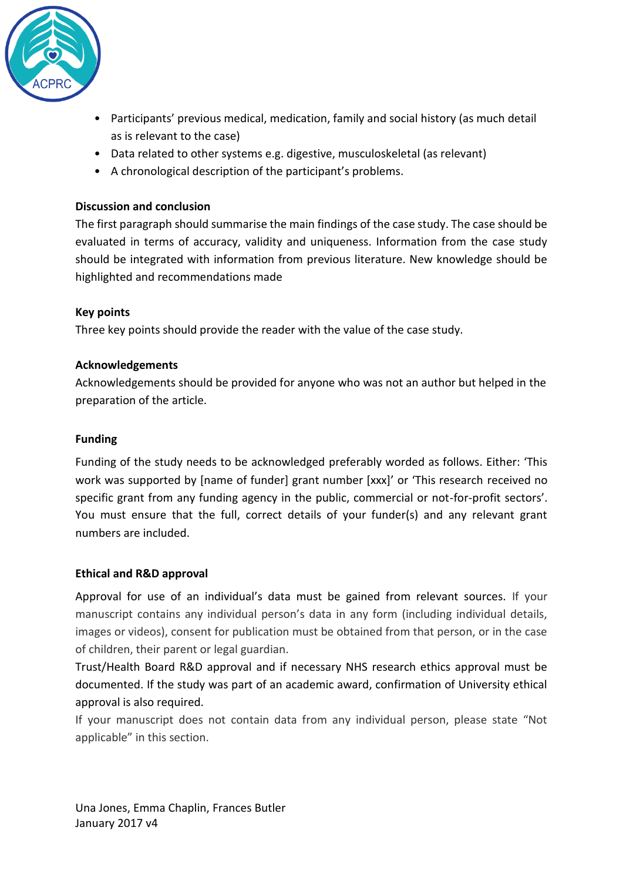- Participants' previous medical, medication, family and social history (as much detail as is relevant to the case)
- Data related to other systems e.g. digestive, musculoskeletal (as relevant)
- A chronological description of the participant's problems.

**Discussion and conclusion**

The first paragraph should summarise the main findings of the case study. The case should be evaluated in terms of accuracy, validity and uniqueness. Information from the case study should be integrated with information from previous literature. New knowledge should be highlighted and recommendations made

**Key points**

Three key points should provide the reader with the value of the case study.

**Acknowledgements**

Acknowledgements should be provided for anyone who was not an author but helped in the preparation of the article.

**Funding**

Funding of the study needs to be acknowledged preferably worded as follows. Either: 'This work was supported by [name of funder] grant number [xxx]' or 'This research received no specific grant from any funding agency in the public, commercial or not-for-profit sectors'. You must ensure that the full, correct details of your funder(s) and any relevant grant numbers are included.

**Ethical and R&D approval**

Approval for use of an individual's data must be gained from relevant sources. If your manuscript contains any individual person's data in any form (including individual details, images or videos), consent for publication must be obtained from that person, or in the case of children, their parent or legal guardian.

Trust/Health Board R&D approval and if necessary NHS research ethics approval must be documented. If the study was part of an academic award, confirmation of University ethical approval is also required.

If your manuscript does not contain data from any individual person, please state "Not applicable" in this section.

Una Jones, Emma Chaplin, Frances Butler
January 2017 v4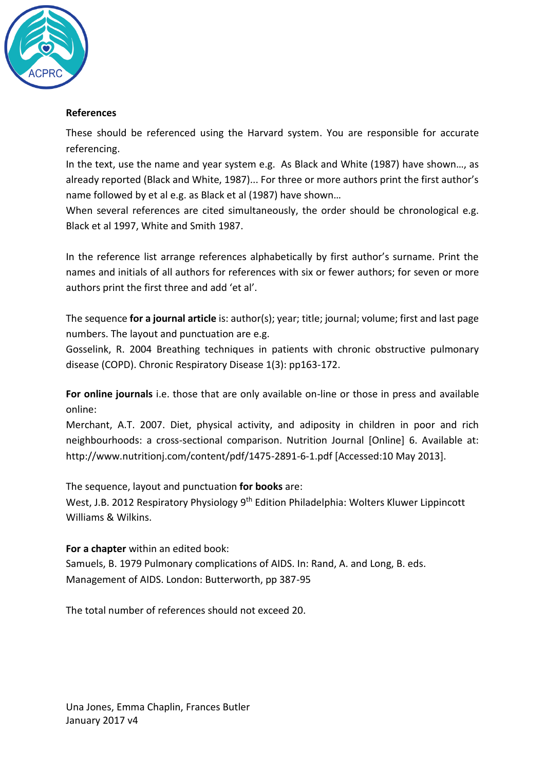**References**

These should be referenced using the Harvard system. You are responsible for accurate referencing.

In the text, use the name and year system e.g. As Black and White (1987) have shown…, as already reported (Black and White, 1987)... For three or more authors print the first author's name followed by et al e.g. as Black et al (1987) have shown…

When several references are cited simultaneously, the order should be chronological e.g. Black et al 1997, White and Smith 1987.

In the reference list arrange references alphabetically by first author's surname. Print the names and initials of all authors for references with six or fewer authors; for seven or more authors print the first three and add 'et al'.

The sequence **for a journal article** is: author(s); year; title; journal; volume; first and last page numbers. The layout and punctuation are e.g.

Gosselink, R. 2004 Breathing techniques in patients with chronic obstructive pulmonary disease (COPD). Chronic Respiratory Disease 1(3): pp163-172.

**For online journals** i.e. those that are only available on-line or those in press and available online:

Merchant, A.T. 2007. Diet, physical activity, and adiposity in children in poor and rich neighbourhoods: a cross-sectional comparison. Nutrition Journal [Online] 6. Available at: http://www.nutritionj.com/content/pdf/1475-2891-6-1.pdf [Accessed:10 May 2013].

The sequence, layout and punctuation **for books** are:

West, J.B. 2012 Respiratory Physiology 9th Edition Philadelphia: Wolters Kluwer Lippincott Williams & Wilkins.

**For a chapter** within an edited book:

Samuels, B. 1979 Pulmonary complications of AIDS. In: Rand, A. and Long, B. eds. Management of AIDS. London: Butterworth, pp 387-95

The total number of references should not exceed 20.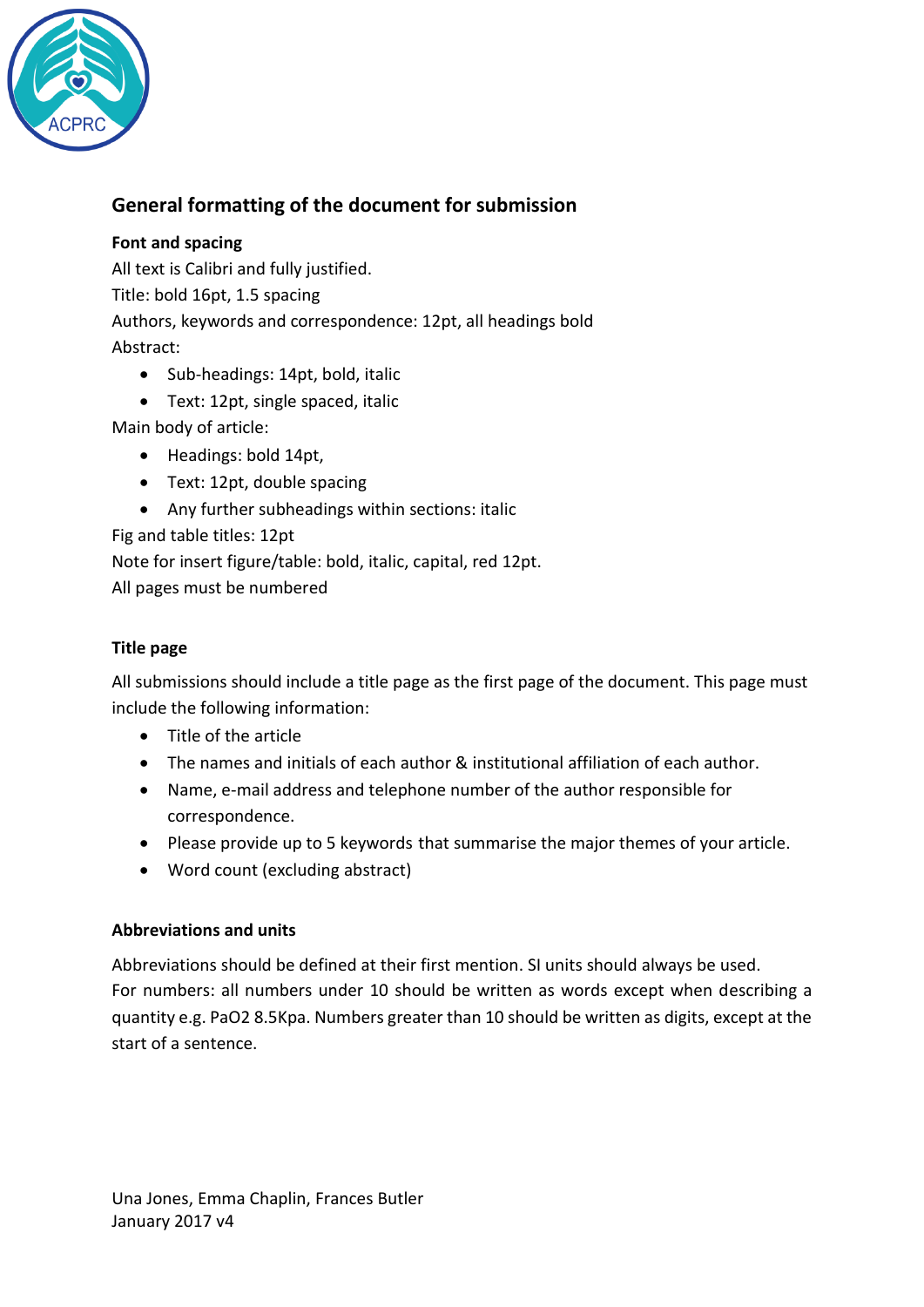## General formatting of the document for submission

**Font and spacing**

All text is Calibri and fully justified.
Title: bold 16pt, 1.5 spacing
Authors, keywords and correspondence: 12pt, all headings bold
Abstract:

- Sub-headings: 14pt, bold, italic
- Text: 12pt, single spaced, italic

Main body of article:

- Headings: bold 14pt,
- Text: 12pt, double spacing
- Any further subheadings within sections: italic

Fig and table titles: 12pt
Note for insert figure/table: bold, italic, capital, red 12pt.
All pages must be numbered

**Title page**

All submissions should include a title page as the first page of the document. This page must include the following information:

- Title of the article
- The names and initials of each author & institutional affiliation of each author.
- Name, e-mail address and telephone number of the author responsible for correspondence.
- Please provide up to 5 keywords that summarise the major themes of your article.
- Word count (excluding abstract)

**Abbreviations and units**

Abbreviations should be defined at their first mention. SI units should always be used.
For numbers: all numbers under 10 should be written as words except when describing a quantity e.g. $PaO_2$ 8.5Kpa. Numbers greater than 10 should be written as digits, except at the start of a sentence.

Una Jones, Emma Chaplin, Frances Butler
January 2017 v4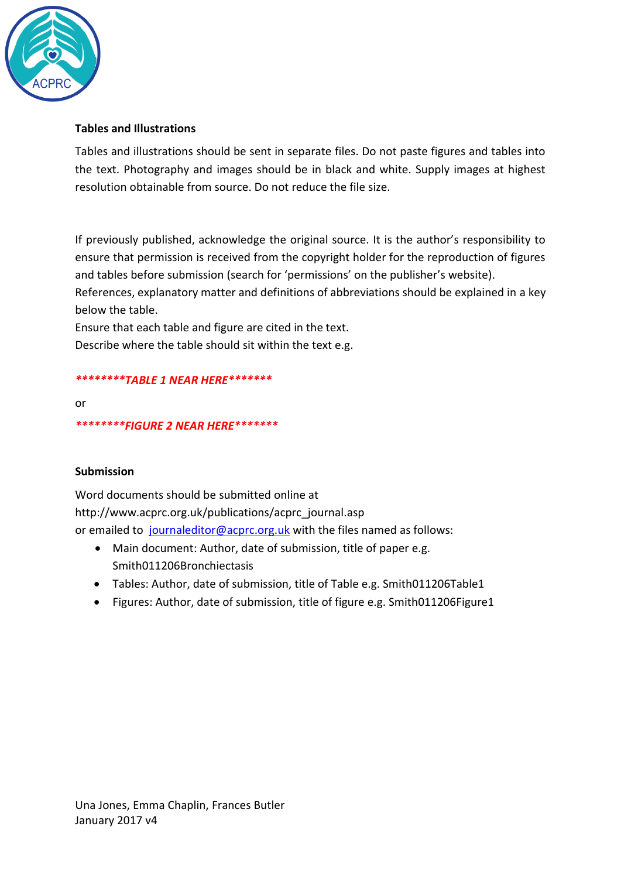**Tables and Illustrations**

Tables and illustrations should be sent in separate files. Do not paste figures and tables into the text. Photography and images should be in black and white. Supply images at highest resolution obtainable from source. Do not reduce the file size.

If previously published, acknowledge the original source. It is the author's responsibility to ensure that permission is received from the copyright holder for the reproduction of figures and tables before submission (search for 'permissions' on the publisher's website).
References, explanatory matter and definitions of abbreviations should be explained in a key below the table.
Ensure that each table and figure are cited in the text.
Describe where the table should sit within the text e.g.

***********TABLE 1 NEAR HERE*******

or

***********FIGURE 2 NEAR HERE*******

**Submission**

Word documents should be submitted online at
http://www.acprc.org.uk/publications/acprc_journal.asp
or emailed to journaleditor@acprc.org.uk with the files named as follows:

- Main document: Author, date of submission, title of paper e.g. Smith011206Bronchiectasis
- Tables: Author, date of submission, title of Table e.g. Smith011206Table1
- Figures: Author, date of submission, title of figure e.g. Smith011206Figure1

Una Jones, Emma Chaplin, Frances Butler
January 2017 v4